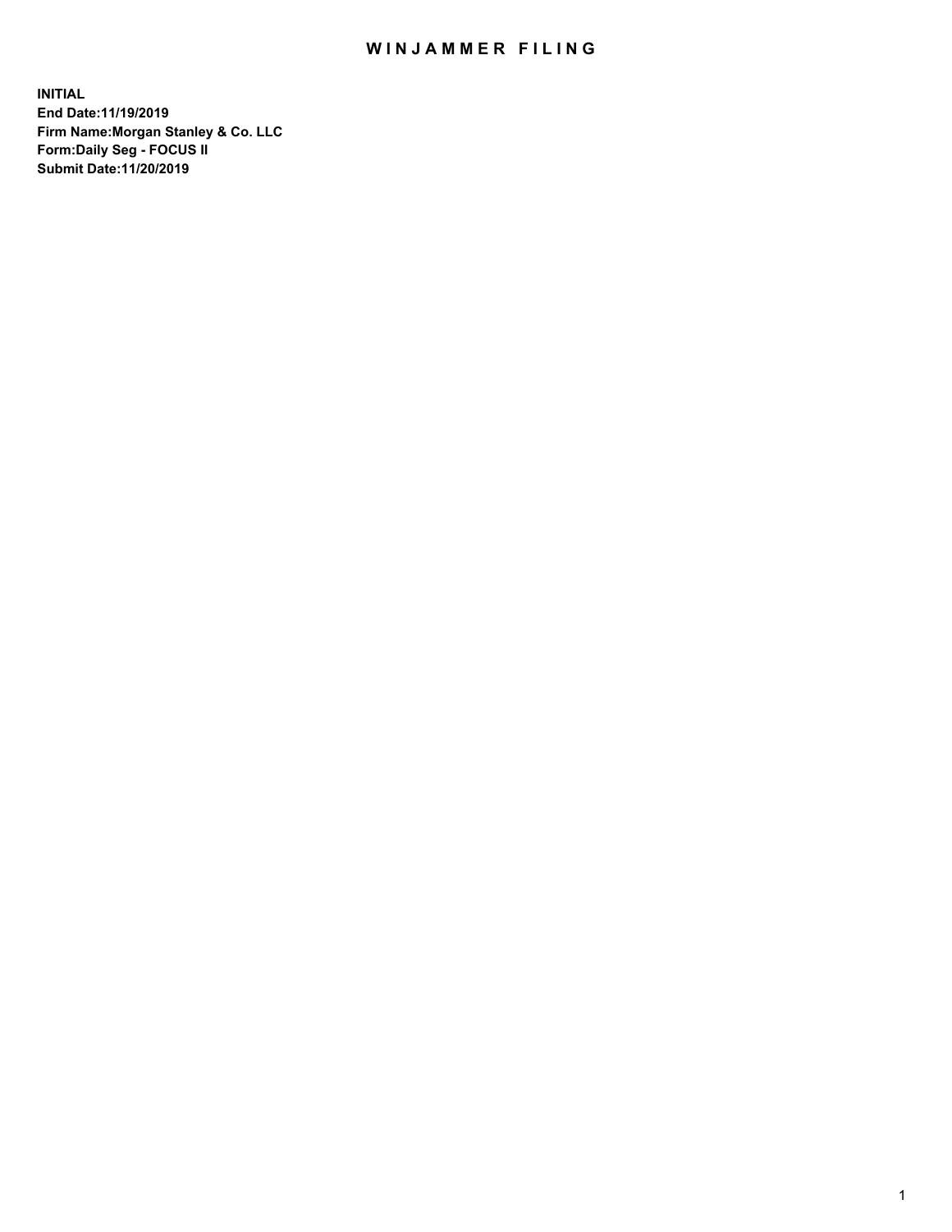# WINJAMMER FILING

**INITIAL**
**End Date:11/19/2019**
**Firm Name:Morgan Stanley & Co. LLC**
**Form:Daily Seg - FOCUS II**
**Submit Date:11/20/2019**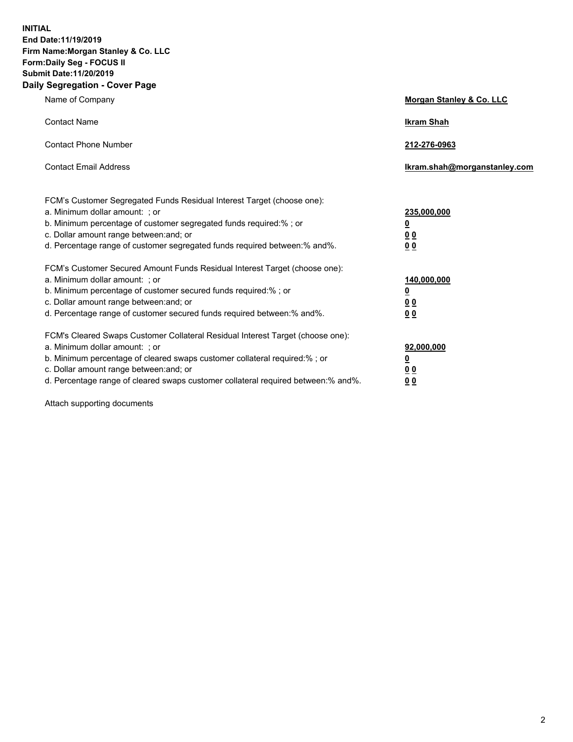**INITIAL**
**End Date:11/19/2019**
**Firm Name:Morgan Stanley & Co. LLC**
**Form:Daily Seg - FOCUS II**
**Submit Date:11/20/2019**
**Daily Segregation - Cover Page**

| | |
|---|---|
| Name of Company | **Morgan Stanley & Co. LLC** |
| Contact Name | **Ikram Shah** |
| Contact Phone Number | **212-276-0963** |
| Contact Email Address | **Ikram.shah@morganstanley.com** |

| | |
|---|---|
| FCM's Customer Segregated Funds Residual Interest Target (choose one): | |
| a. Minimum dollar amount: ; or | **235,000,000** |
| b. Minimum percentage of customer segregated funds required:% ; or | **0** |
| c. Dollar amount range between:and; or | **0 0** |
| d. Percentage range of customer segregated funds required between:% and%. | **0 0** |
| FCM's Customer Secured Amount Funds Residual Interest Target (choose one): | |
| a. Minimum dollar amount: ; or | **140,000,000** |
| b. Minimum percentage of customer secured funds required:% ; or | **0** |
| c. Dollar amount range between:and; or | **0 0** |
| d. Percentage range of customer secured funds required between:% and%. | **0 0** |
| FCM's Cleared Swaps Customer Collateral Residual Interest Target (choose one): | |
| a. Minimum dollar amount: ; or | **92,000,000** |
| b. Minimum percentage of cleared swaps customer collateral required:% ; or | **0** |
| c. Dollar amount range between:and; or | **0 0** |
| d. Percentage range of cleared swaps customer collateral required between:% and%. | **0 0** |

Attach supporting documents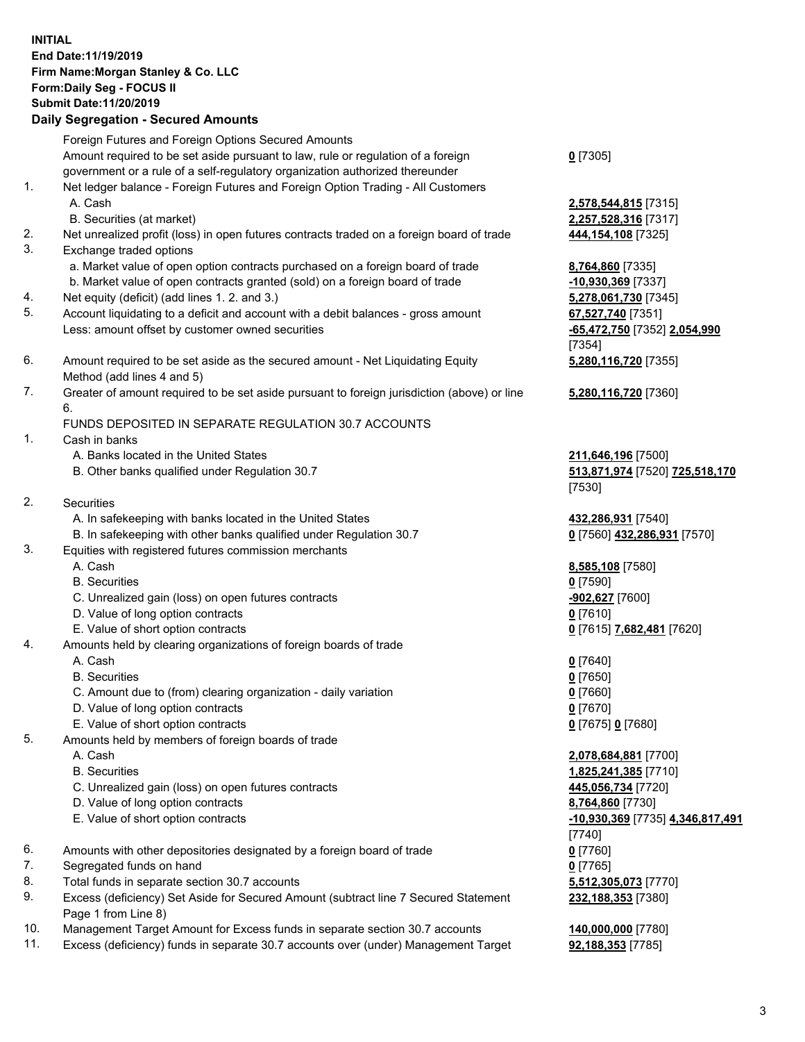**INITIAL**
**End Date:11/19/2019**
**Firm Name:Morgan Stanley & Co. LLC**
**Form:Daily Seg - FOCUS II**
**Submit Date:11/20/2019**

## Daily Segregation - Secured Amounts

| | | |
|---|---|---|
| | Foreign Futures and Foreign Options Secured Amounts | |
| | Amount required to be set aside pursuant to law, rule or regulation of a foreign government or a rule of a self-regulatory organization authorized thereunder | **0** [7305] |
| 1. | Net ledger balance - Foreign Futures and Foreign Option Trading - All Customers | |
| | A. Cash | **2,578,544,815** [7315] |
| | B. Securities (at market) | **2,257,528,316** [7317] |
| 2. | Net unrealized profit (loss) in open futures contracts traded on a foreign board of trade | **444,154,108** [7325] |
| 3. | Exchange traded options | |
| | a. Market value of open option contracts purchased on a foreign board of trade | **8,764,860** [7335] |
| | b. Market value of open contracts granted (sold) on a foreign board of trade | **-10,930,369** [7337] |
| 4. | Net equity (deficit) (add lines 1. 2. and 3.) | **5,278,061,730** [7345] |
| 5. | Account liquidating to a deficit and account with a debit balances - gross amount | **67,527,740** [7351] |
| | Less: amount offset by customer owned securities | **-65,472,750** [7352] **2,054,990** [7354] |
| 6. | Amount required to be set aside as the secured amount - Net Liquidating Equity Method (add lines 4 and 5) | **5,280,116,720** [7355] |
| 7. | Greater of amount required to be set aside pursuant to foreign jurisdiction (above) or line 6. | **5,280,116,720** [7360] |
| | FUNDS DEPOSITED IN SEPARATE REGULATION 30.7 ACCOUNTS | |
| 1. | Cash in banks | |
| | A. Banks located in the United States | **211,646,196** [7500] |
| | B. Other banks qualified under Regulation 30.7 | **513,871,974** [7520] **725,518,170** [7530] |
| 2. | Securities | |
| | A. In safekeeping with banks located in the United States | **432,286,931** [7540] |
| | B. In safekeeping with other banks qualified under Regulation 30.7 | **0** [7560] **432,286,931** [7570] |
| 3. | Equities with registered futures commission merchants | |
| | A. Cash | **8,585,108** [7580] |
| | B. Securities | **0** [7590] |
| | C. Unrealized gain (loss) on open futures contracts | **-902,627** [7600] |
| | D. Value of long option contracts | **0** [7610] |
| | E. Value of short option contracts | **0** [7615] **7,682,481** [7620] |
| 4. | Amounts held by clearing organizations of foreign boards of trade | |
| | A. Cash | **0** [7640] |
| | B. Securities | **0** [7650] |
| | C. Amount due to (from) clearing organization - daily variation | **0** [7660] |
| | D. Value of long option contracts | **0** [7670] |
| | E. Value of short option contracts | **0** [7675] **0** [7680] |
| 5. | Amounts held by members of foreign boards of trade | |
| | A. Cash | **2,078,684,881** [7700] |
| | B. Securities | **1,825,241,385** [7710] |
| | C. Unrealized gain (loss) on open futures contracts | **445,056,734** [7720] |
| | D. Value of long option contracts | **8,764,860** [7730] |
| | E. Value of short option contracts | **-10,930,369** [7735] **4,346,817,491** [7740] |
| 6. | Amounts with other depositories designated by a foreign board of trade | **0** [7760] |
| 7. | Segregated funds on hand | **0** [7765] |
| 8. | Total funds in separate section 30.7 accounts | **5,512,305,073** [7770] |
| 9. | Excess (deficiency) Set Aside for Secured Amount (subtract line 7 Secured Statement Page 1 from Line 8) | **232,188,353** [7380] |
| 10. | Management Target Amount for Excess funds in separate section 30.7 accounts | **140,000,000** [7780] |
| 11. | Excess (deficiency) funds in separate 30.7 accounts over (under) Management Target | **92,188,353** [7785] |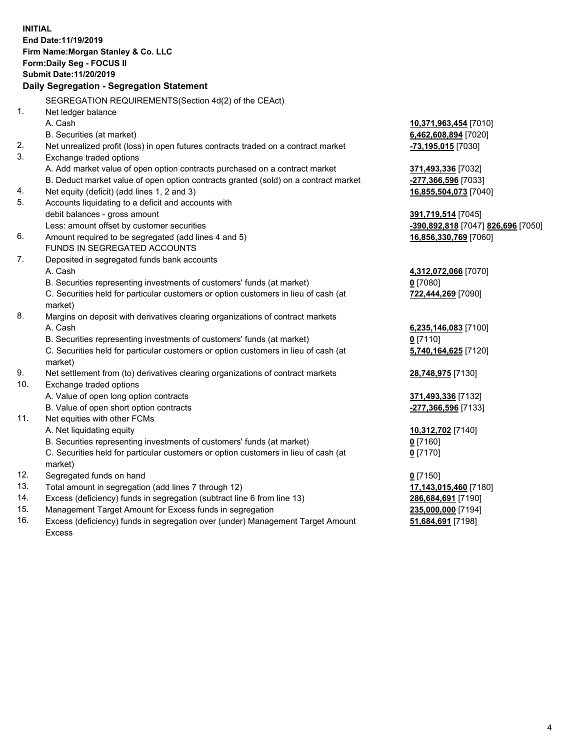**INITIAL**
**End Date:11/19/2019**
**Firm Name:Morgan Stanley & Co. LLC**
**Form:Daily Seg - FOCUS II**
**Submit Date:11/20/2019**

## Daily Segregation - Segregation Statement

SEGREGATION REQUIREMENTS(Section 4d(2) of the CEAct)

| | | |
|---|---|---|
| 1. | Net ledger balance | |
| | A. Cash | **10,371,963,454** [7010] |
| | B. Securities (at market) | **6,462,608,894** [7020] |
| 2. | Net unrealized profit (loss) in open futures contracts traded on a contract market | **-73,195,015** [7030] |
| 3. | Exchange traded options | |
| | A. Add market value of open option contracts purchased on a contract market | **371,493,336** [7032] |
| | B. Deduct market value of open option contracts granted (sold) on a contract market | **-277,366,596** [7033] |
| 4. | Net equity (deficit) (add lines 1, 2 and 3) | **16,855,504,073** [7040] |
| 5. | Accounts liquidating to a deficit and accounts with | |
| | debit balances - gross amount | **391,719,514** [7045] |
| | Less: amount offset by customer securities | **-390,892,818** [7047] **826,696** [7050] |
| 6. | Amount required to be segregated (add lines 4 and 5) | **16,856,330,769** [7060] |
| | FUNDS IN SEGREGATED ACCOUNTS | |
| 7. | Deposited in segregated funds bank accounts | |
| | A. Cash | **4,312,072,066** [7070] |
| | B. Securities representing investments of customers' funds (at market) | **0** [7080] |
| | C. Securities held for particular customers or option customers in lieu of cash (at market) | **722,444,269** [7090] |
| 8. | Margins on deposit with derivatives clearing organizations of contract markets | |
| | A. Cash | **6,235,146,083** [7100] |
| | B. Securities representing investments of customers' funds (at market) | **0** [7110] |
| | C. Securities held for particular customers or option customers in lieu of cash (at market) | **5,740,164,625** [7120] |
| 9. | Net settlement from (to) derivatives clearing organizations of contract markets | **28,748,975** [7130] |
| 10. | Exchange traded options | |
| | A. Value of open long option contracts | **371,493,336** [7132] |
| | B. Value of open short option contracts | **-277,366,596** [7133] |
| 11. | Net equities with other FCMs | |
| | A. Net liquidating equity | **10,312,702** [7140] |
| | B. Securities representing investments of customers' funds (at market) | **0** [7160] |
| | C. Securities held for particular customers or option customers in lieu of cash (at market) | **0** [7170] |
| 12. | Segregated funds on hand | **0** [7150] |
| 13. | Total amount in segregation (add lines 7 through 12) | **17,143,015,460** [7180] |
| 14. | Excess (deficiency) funds in segregation (subtract line 6 from line 13) | **286,684,691** [7190] |
| 15. | Management Target Amount for Excess funds in segregation | **235,000,000** [7194] |
| 16. | Excess (deficiency) funds in segregation over (under) Management Target Amount Excess | **51,684,691** [7198] |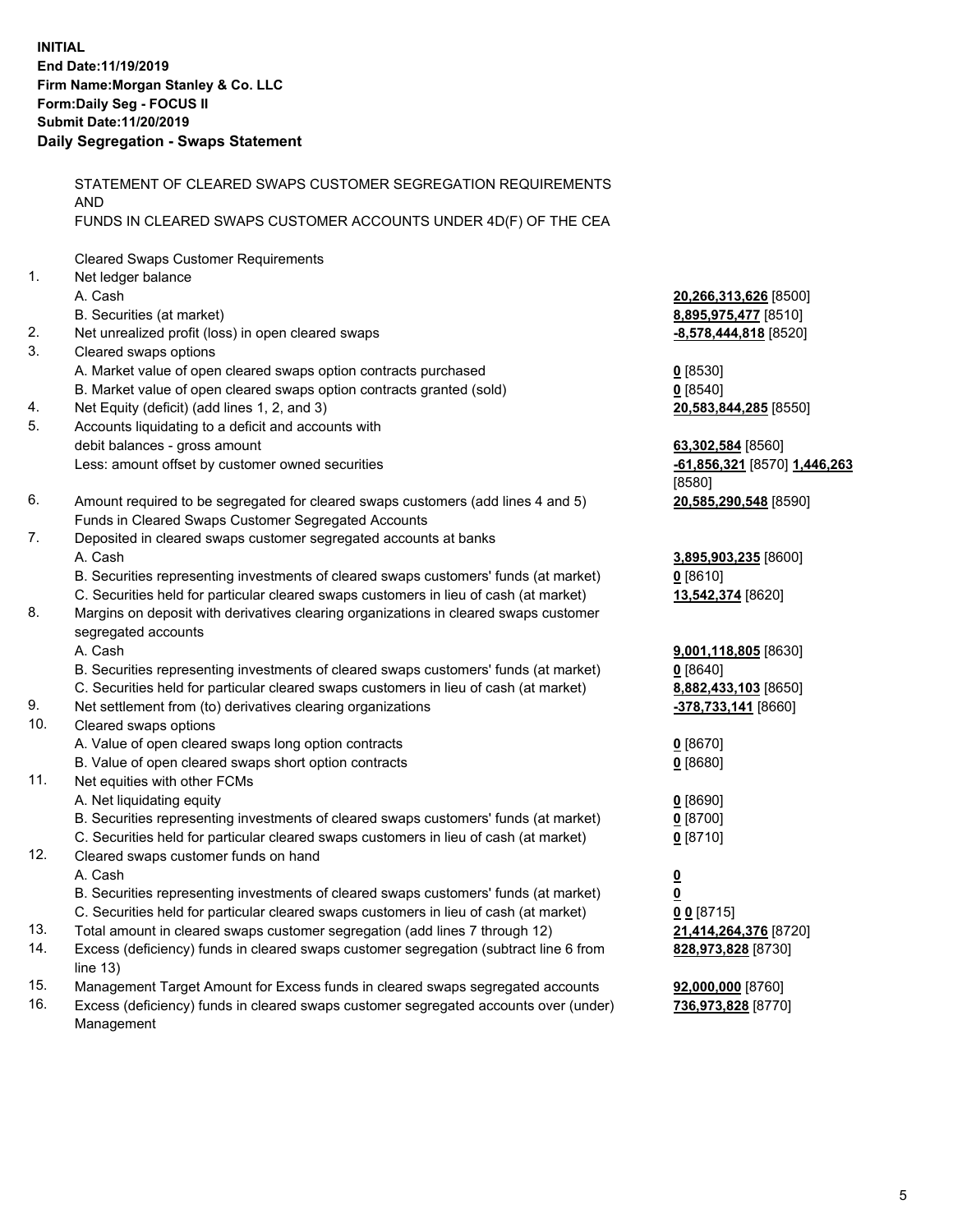**INITIAL**
**End Date:11/19/2019**
**Firm Name:Morgan Stanley & Co. LLC**
**Form:Daily Seg - FOCUS II**
**Submit Date:11/20/2019**
**Daily Segregation - Swaps Statement**

STATEMENT OF CLEARED SWAPS CUSTOMER SEGREGATION REQUIREMENTS AND FUNDS IN CLEARED SWAPS CUSTOMER ACCOUNTS UNDER 4D(F) OF THE CEA

| | | |
|---|---|---|
| | Cleared Swaps Customer Requirements | |
| 1. | Net ledger balance | |
| | A. Cash | **20,266,313,626** [8500] |
| | B. Securities (at market) | **8,895,975,477** [8510] |
| 2. | Net unrealized profit (loss) in open cleared swaps | **-8,578,444,818** [8520] |
| 3. | Cleared swaps options | |
| | A. Market value of open cleared swaps option contracts purchased | **0** [8530] |
| | B. Market value of open cleared swaps option contracts granted (sold) | **0** [8540] |
| 4. | Net Equity (deficit) (add lines 1, 2, and 3) | **20,583,844,285** [8550] |
| 5. | Accounts liquidating to a deficit and accounts with debit balances - gross amount | **63,302,584** [8560] |
| | Less: amount offset by customer owned securities | **-61,856,321** [8570] **1,446,263** [8580] |
| 6. | Amount required to be segregated for cleared swaps customers (add lines 4 and 5) | **20,585,290,548** [8590] |
| | Funds in Cleared Swaps Customer Segregated Accounts | |
| 7. | Deposited in cleared swaps customer segregated accounts at banks | |
| | A. Cash | **3,895,903,235** [8600] |
| | B. Securities representing investments of cleared swaps customers' funds (at market) | **0** [8610] |
| | C. Securities held for particular cleared swaps customers in lieu of cash (at market) | **13,542,374** [8620] |
| 8. | Margins on deposit with derivatives clearing organizations in cleared swaps customer segregated accounts | |
| | A. Cash | **9,001,118,805** [8630] |
| | B. Securities representing investments of cleared swaps customers' funds (at market) | **0** [8640] |
| | C. Securities held for particular cleared swaps customers in lieu of cash (at market) | **8,882,433,103** [8650] |
| 9. | Net settlement from (to) derivatives clearing organizations | **-378,733,141** [8660] |
| 10. | Cleared swaps options | |
| | A. Value of open cleared swaps long option contracts | **0** [8670] |
| | B. Value of open cleared swaps short option contracts | **0** [8680] |
| 11. | Net equities with other FCMs | |
| | A. Net liquidating equity | **0** [8690] |
| | B. Securities representing investments of cleared swaps customers' funds (at market) | **0** [8700] |
| | C. Securities held for particular cleared swaps customers in lieu of cash (at market) | **0** [8710] |
| 12. | Cleared swaps customer funds on hand | |
| | A. Cash | **0** |
| | B. Securities representing investments of cleared swaps customers' funds (at market) | **0** |
| | C. Securities held for particular cleared swaps customers in lieu of cash (at market) | **0** **0** [8715] |
| 13. | Total amount in cleared swaps customer segregation (add lines 7 through 12) | **21,414,264,376** [8720] |
| 14. | Excess (deficiency) funds in cleared swaps customer segregation (subtract line 6 from line 13) | **828,973,828** [8730] |
| 15. | Management Target Amount for Excess funds in cleared swaps segregated accounts | **92,000,000** [8760] |
| 16. | Excess (deficiency) funds in cleared swaps customer segregated accounts over (under) Management | **736,973,828** [8770] |